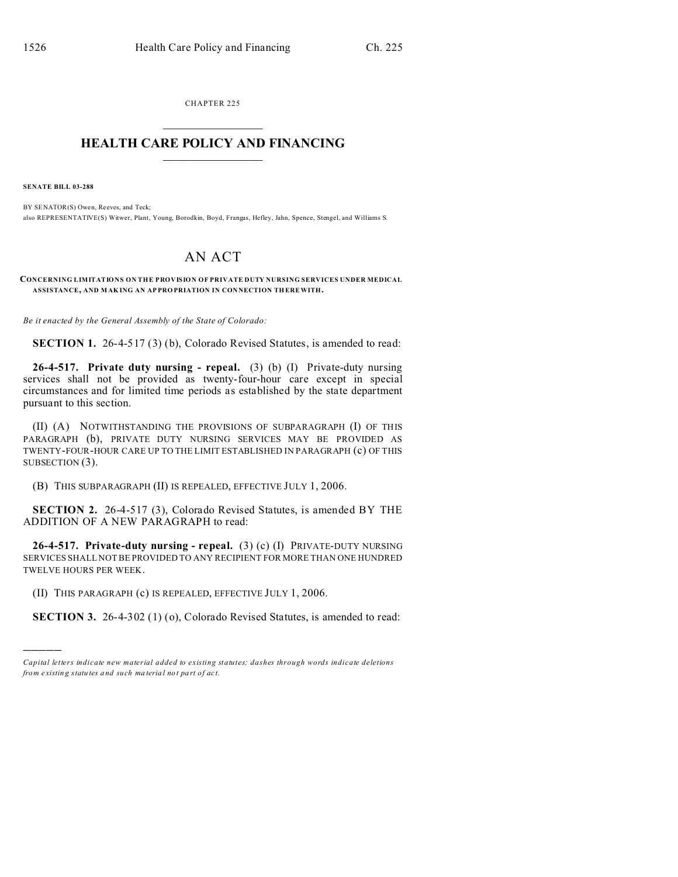CHAPTER 225

# HEALTH CARE POLICY AND FINANCING

**SENATE BILL 03-288**

BY SENATOR(S) Owen, Reeves, and Teck;
also REPRESENTATIVE(S) Witwer, Plant, Young, Borodkin, Boyd, Frangas, Hefley, Jahn, Spence, Stengel, and Williams S.

# AN ACT

**CONCERNING LIMITATIONS ON THE PROVISION OF PRIVATE DUTY NURSING SERVICES UNDER MEDICAL ASSISTANCE, AND MAKING AN APPROPRIATION IN CONNECTION THEREWITH.**

*Be it enacted by the General Assembly of the State of Colorado:*

**SECTION 1.** 26-4-517 (3) (b), Colorado Revised Statutes, is amended to read:

**26-4-517. Private duty nursing - repeal.** (3) (b) (I) Private-duty nursing services shall not be provided as twenty-four-hour care except in special circumstances and for limited time periods as established by the state department pursuant to this section.

(II) (A) NOTWITHSTANDING THE PROVISIONS OF SUBPARAGRAPH (I) OF THIS PARAGRAPH (b), PRIVATE DUTY NURSING SERVICES MAY BE PROVIDED AS TWENTY-FOUR-HOUR CARE UP TO THE LIMIT ESTABLISHED IN PARAGRAPH (c) OF THIS SUBSECTION (3).

(B) THIS SUBPARAGRAPH (II) IS REPEALED, EFFECTIVE JULY 1, 2006.

**SECTION 2.** 26-4-517 (3), Colorado Revised Statutes, is amended BY THE ADDITION OF A NEW PARAGRAPH to read:

**26-4-517. Private-duty nursing - repeal.** (3) (c) (I) PRIVATE-DUTY NURSING SERVICES SHALL NOT BE PROVIDED TO ANY RECIPIENT FOR MORE THAN ONE HUNDRED TWELVE HOURS PER WEEK.

(II) THIS PARAGRAPH (c) IS REPEALED, EFFECTIVE JULY 1, 2006.

**SECTION 3.** 26-4-302 (1) (o), Colorado Revised Statutes, is amended to read:

---

*Capital letters indicate new material added to existing statutes; dashes through words indicate deletions from existing statutes and such material not part of act.*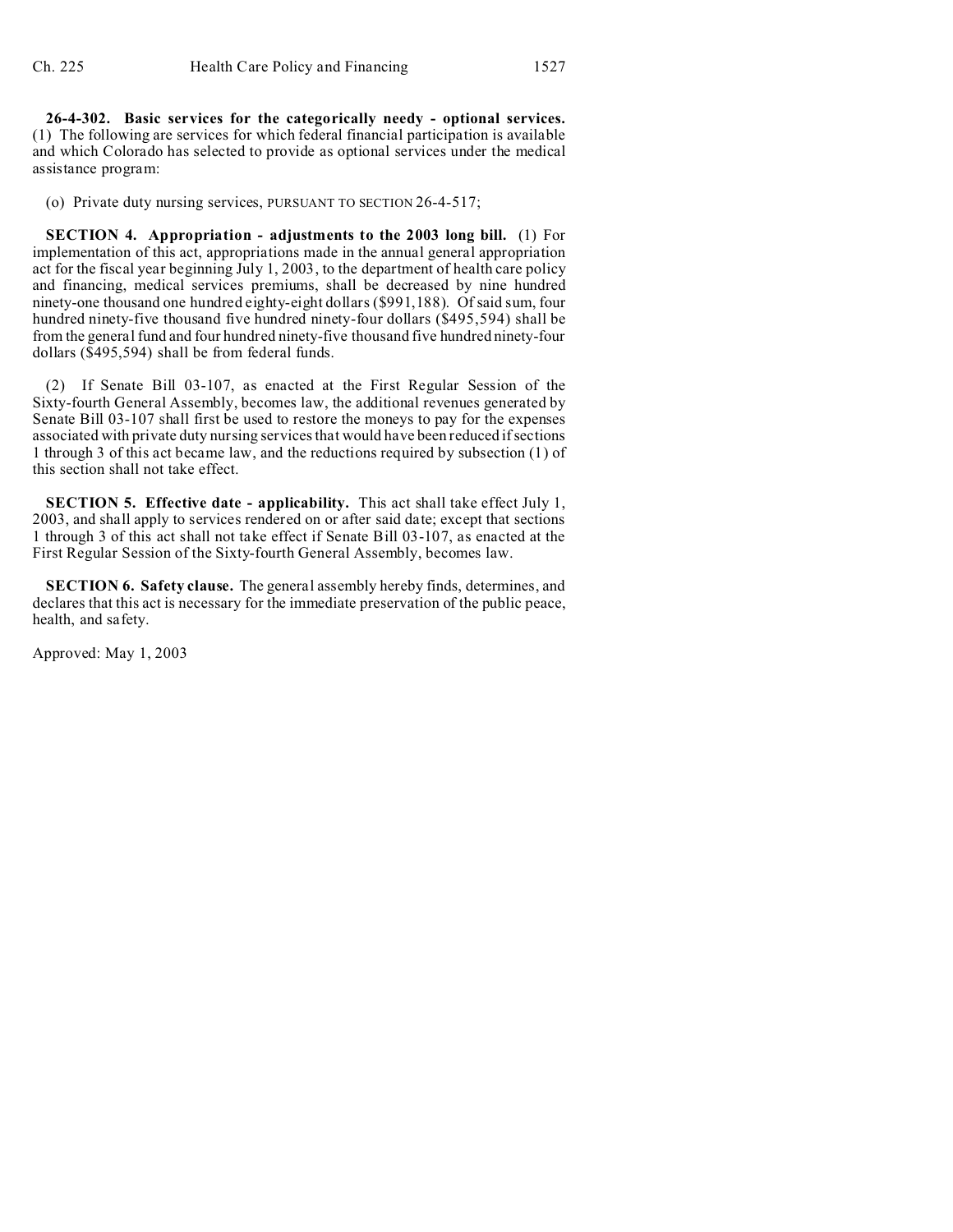**26-4-302. Basic services for the categorically needy - optional services.** (1) The following are services for which federal financial participation is available and which Colorado has selected to provide as optional services under the medical assistance program:

(o) Private duty nursing services, PURSUANT TO SECTION 26-4-517;

**SECTION 4. Appropriation - adjustments to the 2003 long bill.** (1) For implementation of this act, appropriations made in the annual general appropriation act for the fiscal year beginning July 1, 2003, to the department of health care policy and financing, medical services premiums, shall be decreased by nine hundred ninety-one thousand one hundred eighty-eight dollars ($991,188). Of said sum, four hundred ninety-five thousand five hundred ninety-four dollars ($495,594) shall be from the general fund and four hundred ninety-five thousand five hundred ninety-four dollars ($495,594) shall be from federal funds.

(2) If Senate Bill 03-107, as enacted at the First Regular Session of the Sixty-fourth General Assembly, becomes law, the additional revenues generated by Senate Bill 03-107 shall first be used to restore the moneys to pay for the expenses associated with private duty nursing services that would have been reduced if sections 1 through 3 of this act became law, and the reductions required by subsection (1) of this section shall not take effect.

**SECTION 5. Effective date - applicability.** This act shall take effect July 1, 2003, and shall apply to services rendered on or after said date; except that sections 1 through 3 of this act shall not take effect if Senate Bill 03-107, as enacted at the First Regular Session of the Sixty-fourth General Assembly, becomes law.

**SECTION 6. Safety clause.** The general assembly hereby finds, determines, and declares that this act is necessary for the immediate preservation of the public peace, health, and safety.

Approved: May 1, 2003